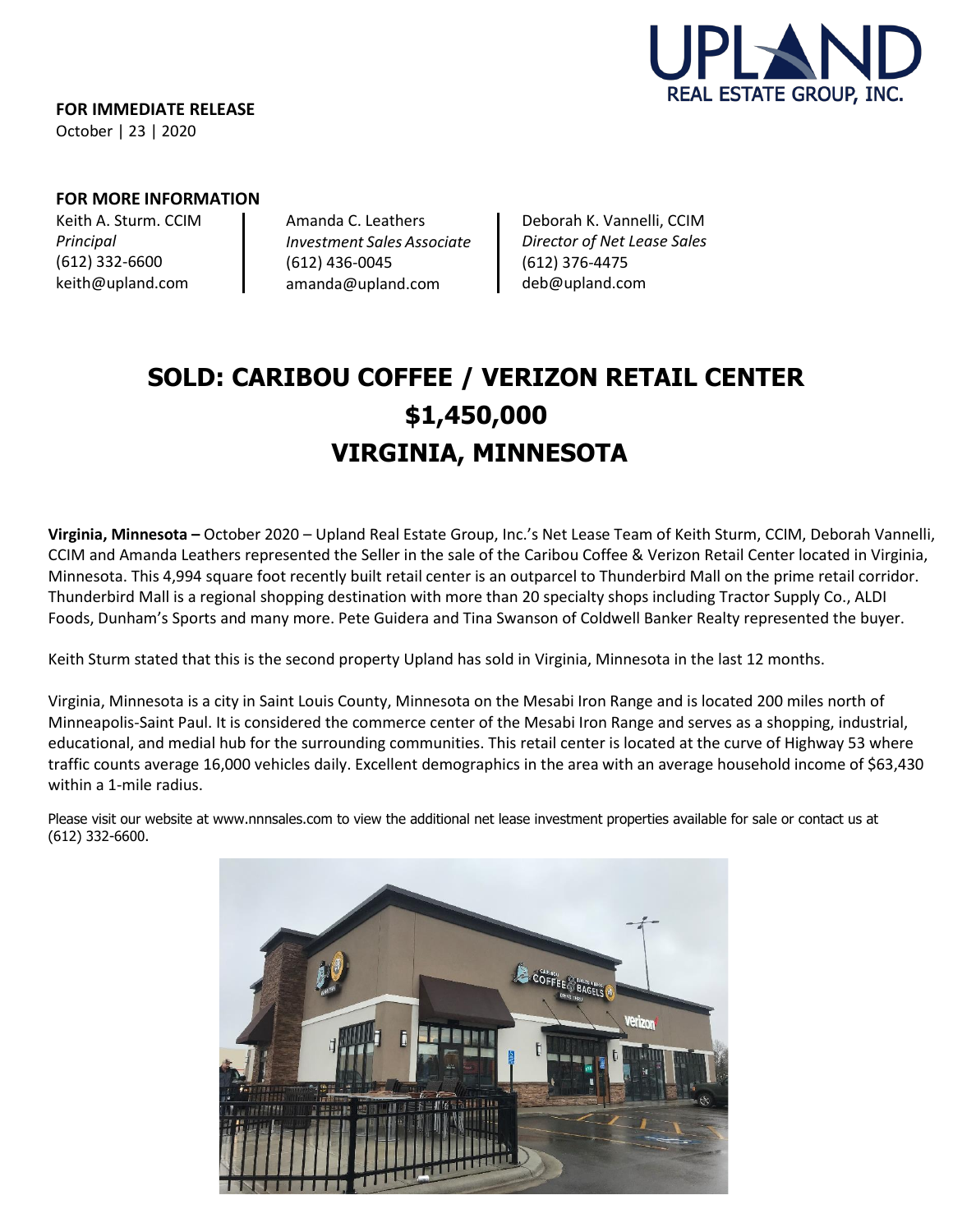UPLAND
REAL ESTATE GROUP, INC.

**FOR IMMEDIATE RELEASE**
October | 23 | 2020

**FOR MORE INFORMATION**

Keith A. Sturm. CCIM
*Principal*
(612) 332-6600
keith@upland.com

Amanda C. Leathers
*Investment Sales Associate*
(612) 436-0045
amanda@upland.com

Deborah K. Vannelli, CCIM
*Director of Net Lease Sales*
(612) 376-4475
deb@upland.com

# SOLD: CARIBOU COFFEE / VERIZON RETAIL CENTER
# $1,450,000
# VIRGINIA, MINNESOTA

**Virginia, Minnesota –** October 2020 – Upland Real Estate Group, Inc.'s Net Lease Team of Keith Sturm, CCIM, Deborah Vannelli, CCIM and Amanda Leathers represented the Seller in the sale of the Caribou Coffee & Verizon Retail Center located in Virginia, Minnesota. This 4,994 square foot recently built retail center is an outparcel to Thunderbird Mall on the prime retail corridor. Thunderbird Mall is a regional shopping destination with more than 20 specialty shops including Tractor Supply Co., ALDI Foods, Dunham's Sports and many more. Pete Guidera and Tina Swanson of Coldwell Banker Realty represented the buyer.

Keith Sturm stated that this is the second property Upland has sold in Virginia, Minnesota in the last 12 months.

Virginia, Minnesota is a city in Saint Louis County, Minnesota on the Mesabi Iron Range and is located 200 miles north of Minneapolis-Saint Paul. It is considered the commerce center of the Mesabi Iron Range and serves as a shopping, industrial, educational, and medial hub for the surrounding communities. This retail center is located at the curve of Highway 53 where traffic counts average 16,000 vehicles daily. Excellent demographics in the area with an average household income of $63,430 within a 1-mile radius.

Please visit our website at www.nnnsales.com to view the additional net lease investment properties available for sale or contact us at (612) 332-6600.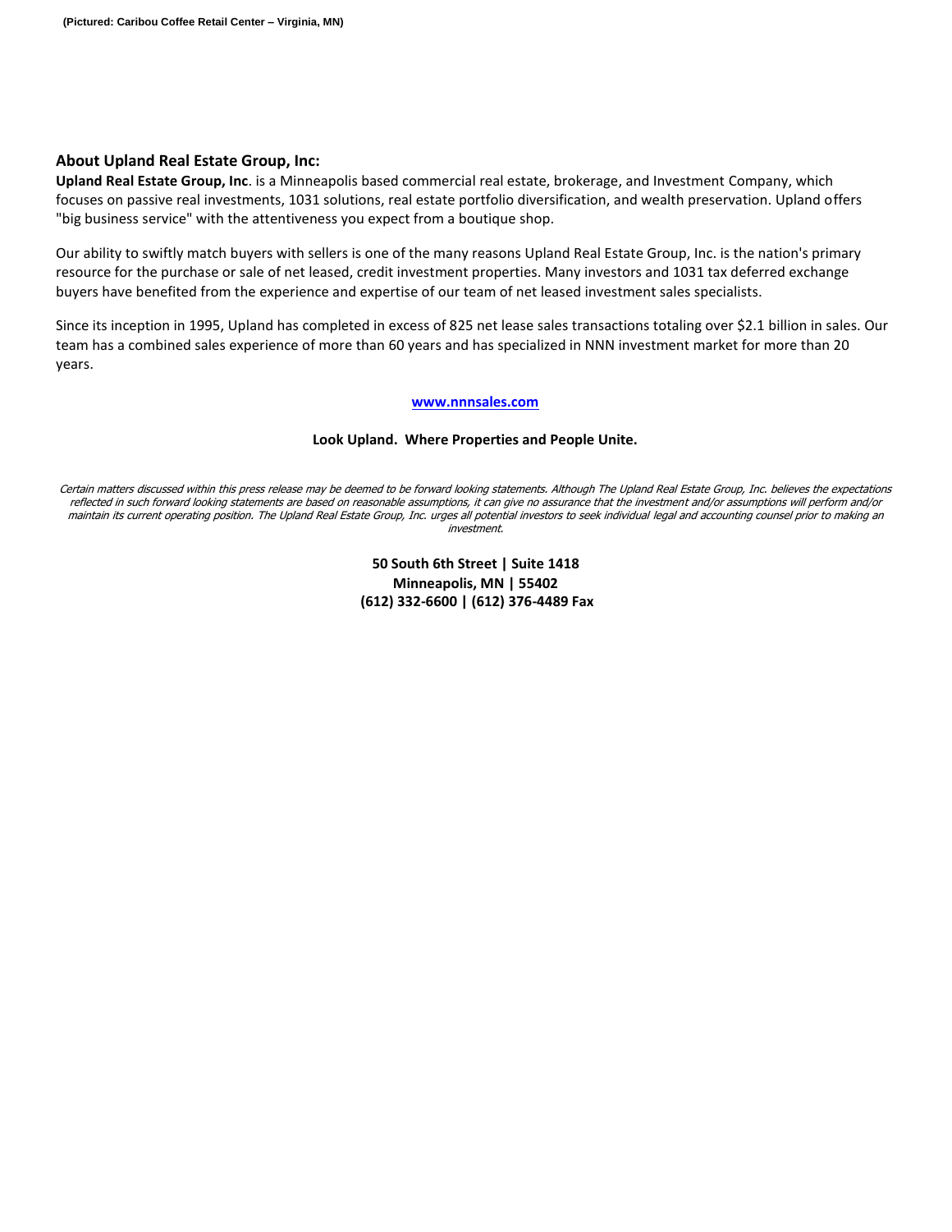**(Pictured: Caribou Coffee Retail Center – Virginia, MN)**

### About Upland Real Estate Group, Inc:

**Upland Real Estate Group, Inc**. is a Minneapolis based commercial real estate, brokerage, and Investment Company, which focuses on passive real investments, 1031 solutions, real estate portfolio diversification, and wealth preservation. Upland offers "big business service" with the attentiveness you expect from a boutique shop.

Our ability to swiftly match buyers with sellers is one of the many reasons Upland Real Estate Group, Inc. is the nation's primary resource for the purchase or sale of net leased, credit investment properties. Many investors and 1031 tax deferred exchange buyers have benefited from the experience and expertise of our team of net leased investment sales specialists.

Since its inception in 1995, Upland has completed in excess of 825 net lease sales transactions totaling over $2.1 billion in sales. Our team has a combined sales experience of more than 60 years and has specialized in NNN investment market for more than 20 years.

**www.nnnsales.com**

**Look Upland. Where Properties and People Unite.**

*Certain matters discussed within this press release may be deemed to be forward looking statements. Although The Upland Real Estate Group, Inc. believes the expectations reflected in such forward looking statements are based on reasonable assumptions, it can give no assurance that the investment and/or assumptions will perform and/or maintain its current operating position. The Upland Real Estate Group, Inc. urges all potential investors to seek individual legal and accounting counsel prior to making an investment.*

**50 South 6th Street | Suite 1418**
**Minneapolis, MN | 55402**
**(612) 332-6600 | (612) 376-4489 Fax**